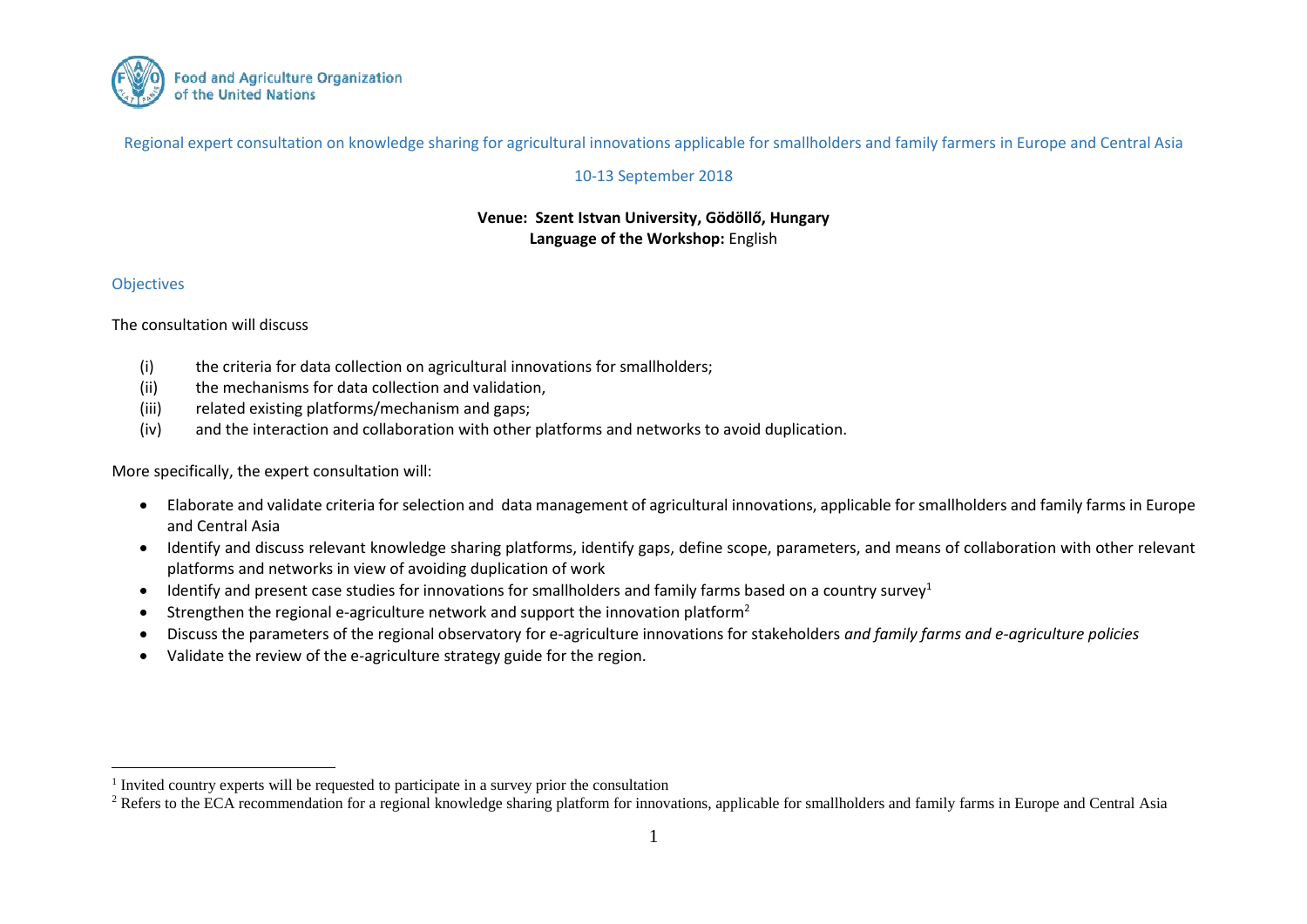Food and Agriculture Organization of the United Nations

Regional expert consultation on knowledge sharing for agricultural innovations applicable for smallholders and family farmers in Europe and Central Asia

10-13 September 2018

**Venue: Szent Istvan University, Gödöllő, Hungary**
**Language of the Workshop:** English

## Objectives

The consultation will discuss

(i) the criteria for data collection on agricultural innovations for smallholders;
(ii) the mechanisms for data collection and validation,
(iii) related existing platforms/mechanism and gaps;
(iv) and the interaction and collaboration with other platforms and networks to avoid duplication.

More specifically, the expert consultation will:

- Elaborate and validate criteria for selection and data management of agricultural innovations, applicable for smallholders and family farms in Europe and Central Asia
- Identify and discuss relevant knowledge sharing platforms, identify gaps, define scope, parameters, and means of collaboration with other relevant platforms and networks in view of avoiding duplication of work
- Identify and present case studies for innovations for smallholders and family farms based on a country survey[1]
- Strengthen the regional e-agriculture network and support the innovation platform[2]
- Discuss the parameters of the regional observatory for e-agriculture innovations for stakeholders *and family farms and e-agriculture policies*
- Validate the review of the e-agriculture strategy guide for the region.

---

[1] Invited country experts will be requested to participate in a survey prior the consultation

[2] Refers to the ECA recommendation for a regional knowledge sharing platform for innovations, applicable for smallholders and family farms in Europe and Central Asia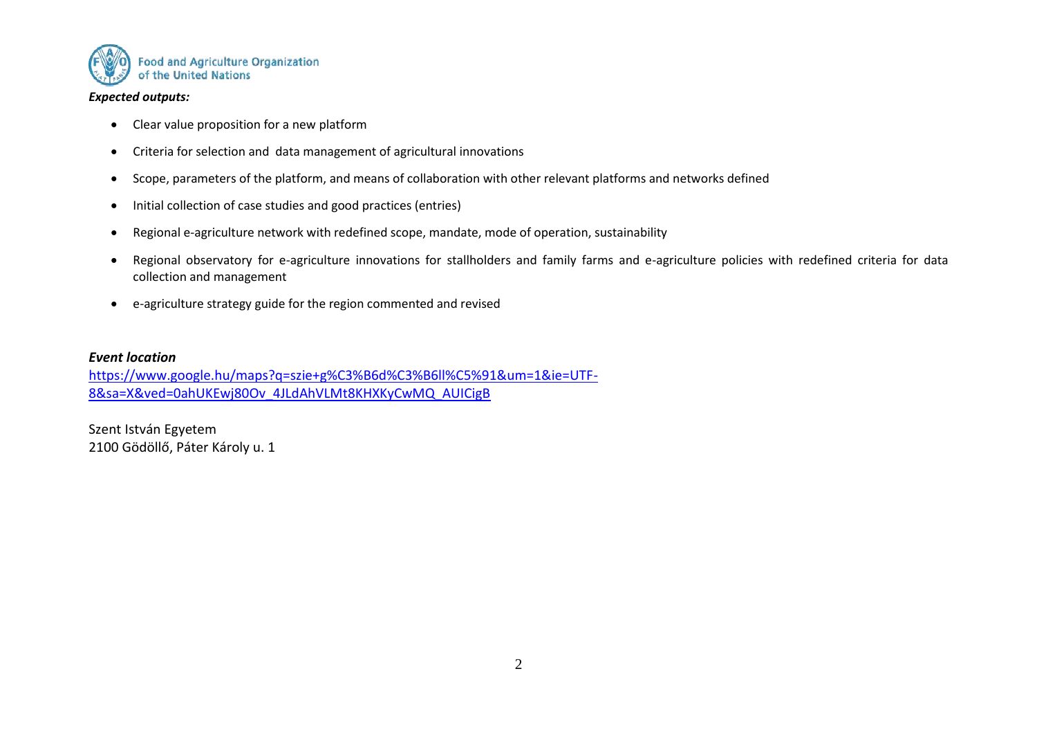***Expected outputs:***

- Clear value proposition for a new platform
- Criteria for selection and  data management of agricultural innovations
- Scope, parameters of the platform, and means of collaboration with other relevant platforms and networks defined
- Initial collection of case studies and good practices (entries)
- Regional e-agriculture network with redefined scope, mandate, mode of operation, sustainability
- Regional observatory for e-agriculture innovations for stallholders and family farms and e-agriculture policies with redefined criteria for data collection and management
- e-agriculture strategy guide for the region commented and revised

***Event location***

[https://www.google.hu/maps?q=szie+g%C3%B6d%C3%B6ll%C5%91&um=1&ie=UTF-8&sa=X&ved=0ahUKEwj80Ov_4JLdAhVLMt8KHXKyCwMQ_AUICigB](https://www.google.hu/maps?q=szie+g%C3%B6d%C3%B6ll%C5%91&um=1&ie=UTF-8&sa=X&ved=0ahUKEwj80Ov_4JLdAhVLMt8KHXKyCwMQ_AUICigB)

Szent István Egyetem
2100 Gödöllő, Páter Károly u. 1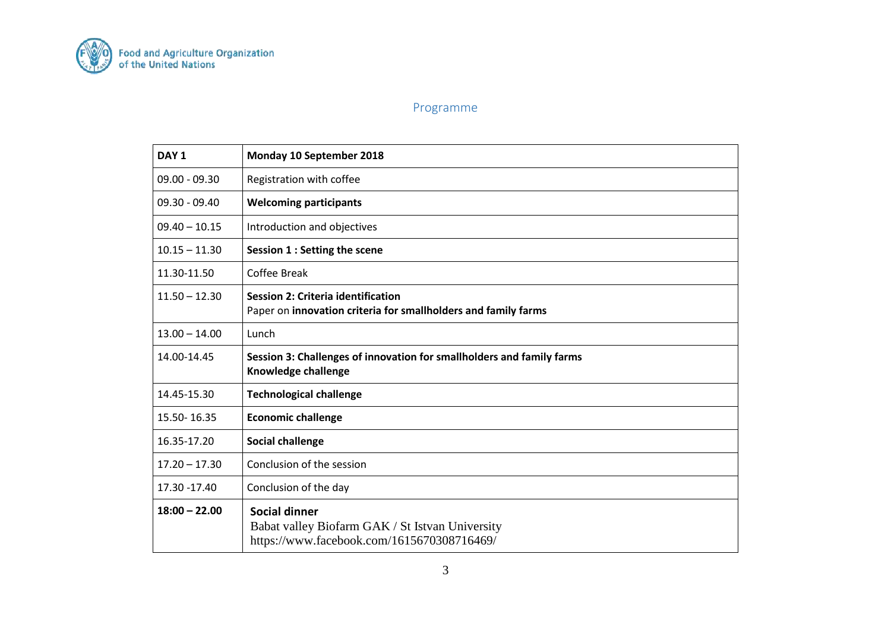Food and Agriculture Organization of the United Nations

## Programme

| **DAY 1** | **Monday 10 September 2018** |
|---|---|
| 09.00 - 09.30 | Registration with coffee |
| 09.30 - 09.40 | **Welcoming participants** |
| 09.40 – 10.15 | Introduction and objectives |
| 10.15 – 11.30 | **Session 1 : Setting the scene** |
| 11.30-11.50 | Coffee Break |
| 11.50 – 12.30 | **Session 2: Criteria identification**<br>Paper on **innovation criteria for smallholders and family farms** |
| 13.00 – 14.00 | Lunch |
| 14.00-14.45 | **Session 3: Challenges of innovation for smallholders and family farms**<br>**Knowledge challenge** |
| 14.45-15.30 | **Technological challenge** |
| 15.50- 16.35 | **Economic challenge** |
| 16.35-17.20 | **Social challenge** |
| 17.20 – 17.30 | Conclusion of the session |
| 17.30 -17.40 | Conclusion of the day |
| **18:00 – 22.00** | **Social dinner**<br>Babat valley Biofarm GAK / St Istvan University<br>https://www.facebook.com/1615670308716469/ |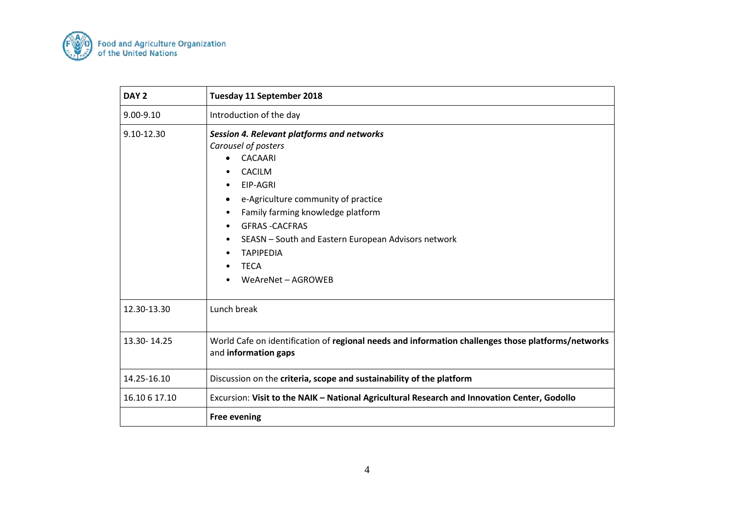| DAY 2 | Tuesday 11 September 2018 |
|---|---|
| 9.00-9.10 | Introduction of the day |
| 9.10-12.30 | ***Session 4. Relevant platforms and networks***<br>*Carousel of posters*<br>• CACAARI<br>• CACILM<br>• EIP-AGRI<br>• e-Agriculture community of practice<br>• Family farming knowledge platform<br>• GFRAS -CACFRAS<br>• SEASN – South and Eastern European Advisors network<br>• TAPIPEDIA<br>• TECA<br>• WeAreNet – AGROWEB |
| 12.30-13.30 | Lunch break |
| 13.30- 14.25 | World Cafe on identification of **regional needs and information challenges those platforms/networks** and **information gaps** |
| 14.25-16.10 | Discussion on the **criteria, scope and sustainability of the platform** |
| 16.10 6 17.10 | Excursion: **Visit to the NAIK – National Agricultural Research and Innovation Center, Godollo** |
| | **Free evening** |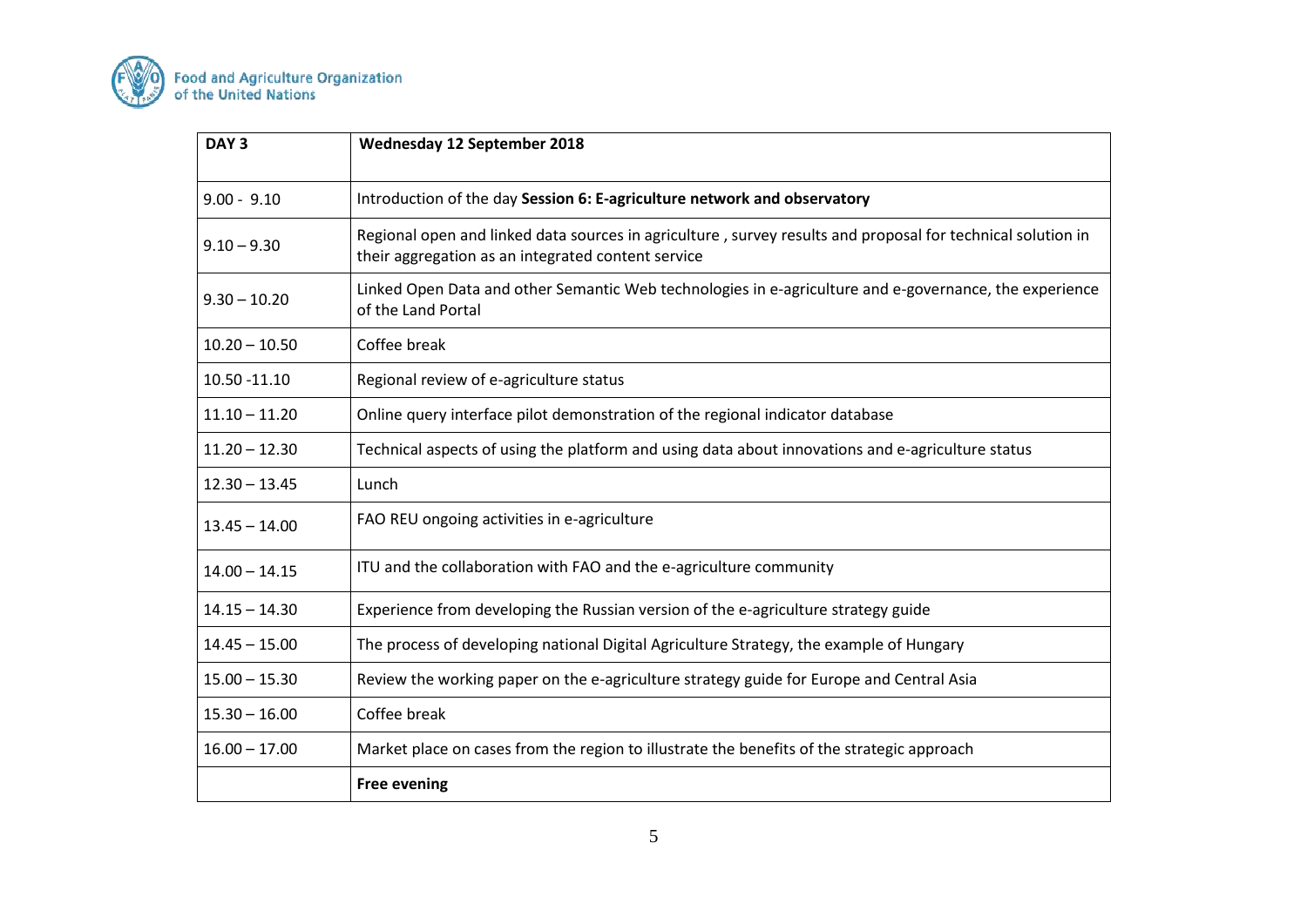| **DAY 3** | **Wednesday 12 September 2018** |
|---|---|
| 9.00 - 9.10 | Introduction of the day **Session 6: E-agriculture network and observatory** |
| 9.10 – 9.30 | Regional open and linked data sources in agriculture , survey results and proposal for technical solution in their aggregation as an integrated content service |
| 9.30 – 10.20 | Linked Open Data and other Semantic Web technologies in e-agriculture and e-governance, the experience of the Land Portal |
| 10.20 – 10.50 | Coffee break |
| 10.50 -11.10 | Regional review of e-agriculture status |
| 11.10 – 11.20 | Online query interface pilot demonstration of the regional indicator database |
| 11.20 – 12.30 | Technical aspects of using the platform and using data about innovations and e-agriculture status |
| 12.30 – 13.45 | Lunch |
| 13.45 – 14.00 | FAO REU ongoing activities in e-agriculture |
| 14.00 – 14.15 | ITU and the collaboration with FAO and the e-agriculture community |
| 14.15 – 14.30 | Experience from developing the Russian version of the e-agriculture strategy guide |
| 14.45 – 15.00 | The process of developing national Digital Agriculture Strategy, the example of Hungary |
| 15.00 – 15.30 | Review the working paper on the e-agriculture strategy guide for Europe and Central Asia |
| 15.30 – 16.00 | Coffee break |
| 16.00 – 17.00 | Market place on cases from the region to illustrate the benefits of the strategic approach |
| | **Free evening** |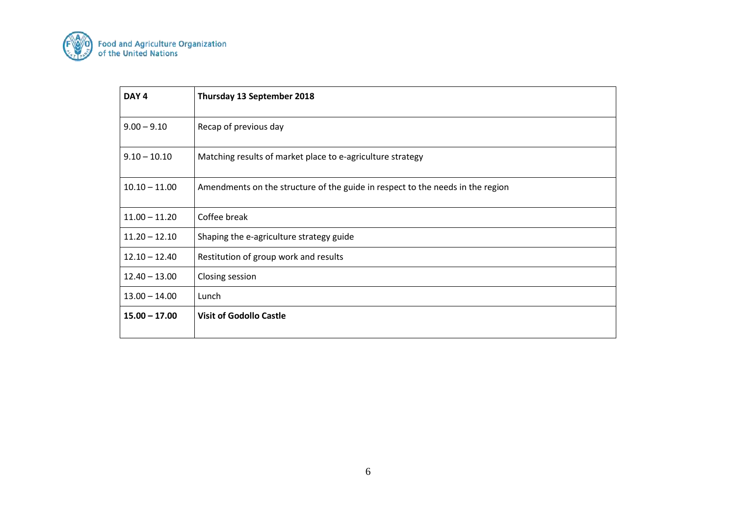| **DAY 4** | **Thursday 13 September 2018** |
|---|---|
| 9.00 – 9.10 | Recap of previous day |
| 9.10 – 10.10 | Matching results of market place to e-agriculture strategy |
| 10.10 – 11.00 | Amendments on the structure of the guide in respect to the needs in the region |
| 11.00 – 11.20 | Coffee break |
| 11.20 – 12.10 | Shaping the e-agriculture strategy guide |
| 12.10 – 12.40 | Restitution of group work and results |
| 12.40 – 13.00 | Closing session |
| 13.00 – 14.00 | Lunch |
| **15.00 – 17.00** | **Visit of Godollo Castle** |